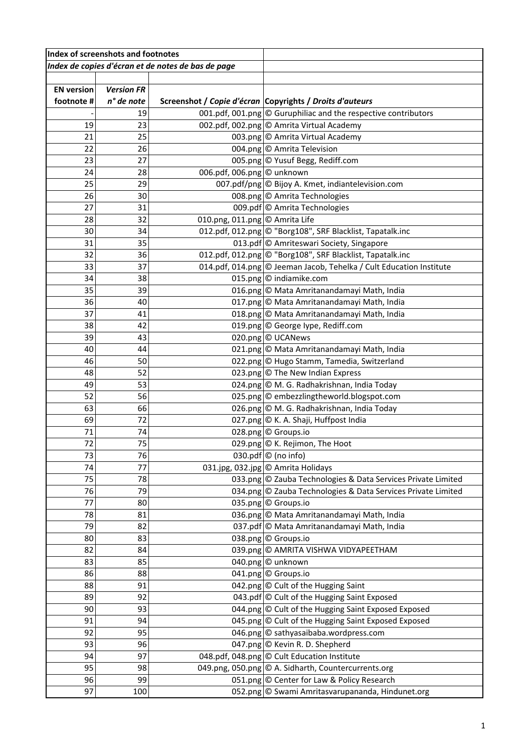| Index of screenshots and footnotes | | | |
|---|---|---|---|
| *Index de copies d'écran et de notes de bas de page* | | | |
| | | | |
| **EN version footnote #** | ***Version FR* n° de note** | **Screenshot / *Copie d'écran*** | **Copyrights / *Droits d'auteurs*** |
| - | 19 | 001.pdf, 001.png | © Guruphiliac and the respective contributors |
| 19 | 23 | 002.pdf, 002.png | © Amrita Virtual Academy |
| 21 | 25 | 003.png | © Amrita Virtual Academy |
| 22 | 26 | 004.png | © Amrita Television |
| 23 | 27 | 005.png | © Yusuf Begg, Rediff.com |
| 24 | 28 | 006.pdf, 006.png | © unknown |
| 25 | 29 | 007.pdf/png | © Bijoy A. Kmet, indiantelevision.com |
| 26 | 30 | 008.png | © Amrita Technologies |
| 27 | 31 | 009.pdf | © Amrita Technologies |
| 28 | 32 | 010.png, 011.png | © Amrita Life |
| 30 | 34 | 012.pdf, 012.png | © "Borg108", SRF Blacklist, Tapatalk.inc |
| 31 | 35 | 013.pdf | © Amriteswari Society, Singapore |
| 32 | 36 | 012.pdf, 012.png | © "Borg108", SRF Blacklist, Tapatalk.inc |
| 33 | 37 | 014.pdf, 014.png | © Jeeman Jacob, Tehelka / Cult Education Institute |
| 34 | 38 | 015.png | © indiamike.com |
| 35 | 39 | 016.png | © Mata Amritanandamayi Math, India |
| 36 | 40 | 017.png | © Mata Amritanandamayi Math, India |
| 37 | 41 | 018.png | © Mata Amritanandamayi Math, India |
| 38 | 42 | 019.png | © George Iype, Rediff.com |
| 39 | 43 | 020.png | © UCANews |
| 40 | 44 | 021.png | © Mata Amritanandamayi Math, India |
| 46 | 50 | 022.png | © Hugo Stamm, Tamedia, Switzerland |
| 48 | 52 | 023.png | © The New Indian Express |
| 49 | 53 | 024.png | © M. G. Radhakrishnan, India Today |
| 52 | 56 | 025.png | © embezzlingtheworld.blogspot.com |
| 63 | 66 | 026.png | © M. G. Radhakrishnan, India Today |
| 69 | 72 | 027.png | © K. A. Shaji, Huffpost India |
| 71 | 74 | 028.png | © Groups.io |
| 72 | 75 | 029.png | © K. Rejimon, The Hoot |
| 73 | 76 | 030.pdf | © (no info) |
| 74 | 77 | 031.jpg, 032.jpg | © Amrita Holidays |
| 75 | 78 | 033.png | © Zauba Technologies & Data Services Private Limited |
| 76 | 79 | 034.png | © Zauba Technologies & Data Services Private Limited |
| 77 | 80 | 035.png | © Groups.io |
| 78 | 81 | 036.png | © Mata Amritanandamayi Math, India |
| 79 | 82 | 037.pdf | © Mata Amritanandamayi Math, India |
| 80 | 83 | 038.png | © Groups.io |
| 82 | 84 | 039.png | © AMRITA VISHWA VIDYAPEETHAM |
| 83 | 85 | 040.png | © unknown |
| 86 | 88 | 041.png | © Groups.io |
| 88 | 91 | 042.png | © Cult of the Hugging Saint |
| 89 | 92 | 043.pdf | © Cult of the Hugging Saint Exposed |
| 90 | 93 | 044.png | © Cult of the Hugging Saint Exposed Exposed |
| 91 | 94 | 045.png | © Cult of the Hugging Saint Exposed Exposed |
| 92 | 95 | 046.png | © sathyasaibaba.wordpress.com |
| 93 | 96 | 047.png | © Kevin R. D. Shepherd |
| 94 | 97 | 048.pdf, 048.png | © Cult Education Institute |
| 95 | 98 | 049.png, 050.png | © A. Sidharth, Countercurrents.org |
| 96 | 99 | 051.png | © Center for Law & Policy Research |
| 97 | 100 | 052.png | © Swami Amritasvarupananda, Hindunet.org |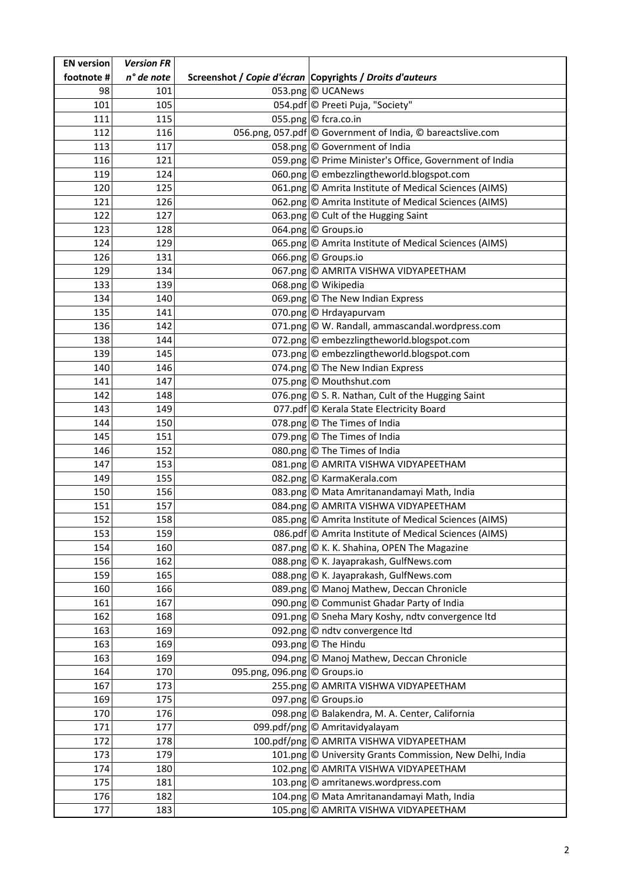| EN version footnote # | *Version FR n° de note* | Screenshot / *Copie d'écran* | Copyrights / *Droits d'auteurs* |
|---|---|---|---|
| 98 | 101 | 053.png | © UCANews |
| 101 | 105 | 054.pdf | © Preeti Puja, "Society" |
| 111 | 115 | 055.png | © fcra.co.in |
| 112 | 116 | 056.png, 057.pdf | © Government of India, © bareactslive.com |
| 113 | 117 | 058.png | © Government of India |
| 116 | 121 | 059.png | © Prime Minister's Office, Government of India |
| 119 | 124 | 060.png | © embezzlingtheworld.blogspot.com |
| 120 | 125 | 061.png | © Amrita Institute of Medical Sciences (AIMS) |
| 121 | 126 | 062.png | © Amrita Institute of Medical Sciences (AIMS) |
| 122 | 127 | 063.png | © Cult of the Hugging Saint |
| 123 | 128 | 064.png | © Groups.io |
| 124 | 129 | 065.png | © Amrita Institute of Medical Sciences (AIMS) |
| 126 | 131 | 066.png | © Groups.io |
| 129 | 134 | 067.png | © AMRITA VISHWA VIDYAPEETHAM |
| 133 | 139 | 068.png | © Wikipedia |
| 134 | 140 | 069.png | © The New Indian Express |
| 135 | 141 | 070.png | © Hrdayapurvam |
| 136 | 142 | 071.png | © W. Randall, ammascandal.wordpress.com |
| 138 | 144 | 072.png | © embezzlingtheworld.blogspot.com |
| 139 | 145 | 073.png | © embezzlingtheworld.blogspot.com |
| 140 | 146 | 074.png | © The New Indian Express |
| 141 | 147 | 075.png | © Mouthshut.com |
| 142 | 148 | 076.png | © S. R. Nathan, Cult of the Hugging Saint |
| 143 | 149 | 077.pdf | © Kerala State Electricity Board |
| 144 | 150 | 078.png | © The Times of India |
| 145 | 151 | 079.png | © The Times of India |
| 146 | 152 | 080.png | © The Times of India |
| 147 | 153 | 081.png | © AMRITA VISHWA VIDYAPEETHAM |
| 149 | 155 | 082.png | © KarmaKerala.com |
| 150 | 156 | 083.png | © Mata Amritanandamayi Math, India |
| 151 | 157 | 084.png | © AMRITA VISHWA VIDYAPEETHAM |
| 152 | 158 | 085.png | © Amrita Institute of Medical Sciences (AIMS) |
| 153 | 159 | 086.pdf | © Amrita Institute of Medical Sciences (AIMS) |
| 154 | 160 | 087.png | © K. K. Shahina, OPEN The Magazine |
| 156 | 162 | 088.png | © K. Jayaprakash, GulfNews.com |
| 159 | 165 | 088.png | © K. Jayaprakash, GulfNews.com |
| 160 | 166 | 089.png | © Manoj Mathew, Deccan Chronicle |
| 161 | 167 | 090.png | © Communist Ghadar Party of India |
| 162 | 168 | 091.png | © Sneha Mary Koshy, ndtv convergence ltd |
| 163 | 169 | 092.png | © ndtv convergence ltd |
| 163 | 169 | 093.png | © The Hindu |
| 163 | 169 | 094.png | © Manoj Mathew, Deccan Chronicle |
| 164 | 170 | 095.png, 096.png | © Groups.io |
| 167 | 173 | 255.png | © AMRITA VISHWA VIDYAPEETHAM |
| 169 | 175 | 097.png | © Groups.io |
| 170 | 176 | 098.png | © Balakendra, M. A. Center, California |
| 171 | 177 | 099.pdf/png | © Amritavidyalayam |
| 172 | 178 | 100.pdf/png | © AMRITA VISHWA VIDYAPEETHAM |
| 173 | 179 | 101.png | © University Grants Commission, New Delhi, India |
| 174 | 180 | 102.png | © AMRITA VISHWA VIDYAPEETHAM |
| 175 | 181 | 103.png | © amritanews.wordpress.com |
| 176 | 182 | 104.png | © Mata Amritanandamayi Math, India |
| 177 | 183 | 105.png | © AMRITA VISHWA VIDYAPEETHAM |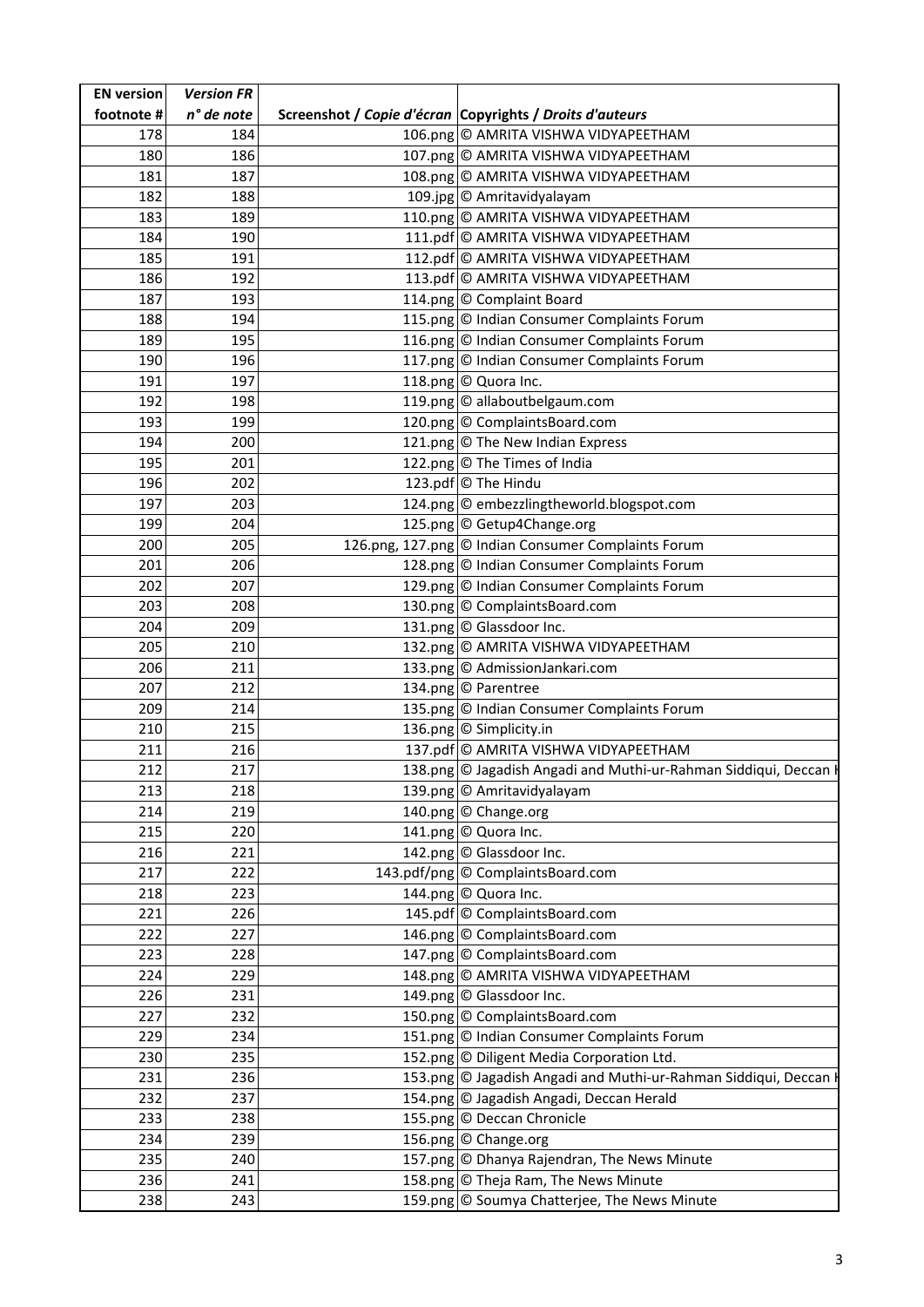| EN version footnote # | *Version FR n° de note* | Screenshot / *Copie d'écran* | Copyrights / *Droits d'auteurs* |
|---|---|---|---|
| 178 | 184 | 106.png | © AMRITA VISHWA VIDYAPEETHAM |
| 180 | 186 | 107.png | © AMRITA VISHWA VIDYAPEETHAM |
| 181 | 187 | 108.png | © AMRITA VISHWA VIDYAPEETHAM |
| 182 | 188 | 109.jpg | © Amritavidyalayam |
| 183 | 189 | 110.png | © AMRITA VISHWA VIDYAPEETHAM |
| 184 | 190 | 111.pdf | © AMRITA VISHWA VIDYAPEETHAM |
| 185 | 191 | 112.pdf | © AMRITA VISHWA VIDYAPEETHAM |
| 186 | 192 | 113.pdf | © AMRITA VISHWA VIDYAPEETHAM |
| 187 | 193 | 114.png | © Complaint Board |
| 188 | 194 | 115.png | © Indian Consumer Complaints Forum |
| 189 | 195 | 116.png | © Indian Consumer Complaints Forum |
| 190 | 196 | 117.png | © Indian Consumer Complaints Forum |
| 191 | 197 | 118.png | © Quora Inc. |
| 192 | 198 | 119.png | © allaboutbelgaum.com |
| 193 | 199 | 120.png | © ComplaintsBoard.com |
| 194 | 200 | 121.png | © The New Indian Express |
| 195 | 201 | 122.png | © The Times of India |
| 196 | 202 | 123.pdf | © The Hindu |
| 197 | 203 | 124.png | © embezzlingtheworld.blogspot.com |
| 199 | 204 | 125.png | © Getup4Change.org |
| 200 | 205 | 126.png, 127.png | © Indian Consumer Complaints Forum |
| 201 | 206 | 128.png | © Indian Consumer Complaints Forum |
| 202 | 207 | 129.png | © Indian Consumer Complaints Forum |
| 203 | 208 | 130.png | © ComplaintsBoard.com |
| 204 | 209 | 131.png | © Glassdoor Inc. |
| 205 | 210 | 132.png | © AMRITA VISHWA VIDYAPEETHAM |
| 206 | 211 | 133.png | © AdmissionJankari.com |
| 207 | 212 | 134.png | © Parentree |
| 209 | 214 | 135.png | © Indian Consumer Complaints Forum |
| 210 | 215 | 136.png | © Simplicity.in |
| 211 | 216 | 137.pdf | © AMRITA VISHWA VIDYAPEETHAM |
| 212 | 217 | 138.png | © Jagadish Angadi and Muthi-ur-Rahman Siddiqui, Deccan H |
| 213 | 218 | 139.png | © Amritavidyalayam |
| 214 | 219 | 140.png | © Change.org |
| 215 | 220 | 141.png | © Quora Inc. |
| 216 | 221 | 142.png | © Glassdoor Inc. |
| 217 | 222 | 143.pdf/png | © ComplaintsBoard.com |
| 218 | 223 | 144.png | © Quora Inc. |
| 221 | 226 | 145.pdf | © ComplaintsBoard.com |
| 222 | 227 | 146.png | © ComplaintsBoard.com |
| 223 | 228 | 147.png | © ComplaintsBoard.com |
| 224 | 229 | 148.png | © AMRITA VISHWA VIDYAPEETHAM |
| 226 | 231 | 149.png | © Glassdoor Inc. |
| 227 | 232 | 150.png | © ComplaintsBoard.com |
| 229 | 234 | 151.png | © Indian Consumer Complaints Forum |
| 230 | 235 | 152.png | © Diligent Media Corporation Ltd. |
| 231 | 236 | 153.png | © Jagadish Angadi and Muthi-ur-Rahman Siddiqui, Deccan H |
| 232 | 237 | 154.png | © Jagadish Angadi, Deccan Herald |
| 233 | 238 | 155.png | © Deccan Chronicle |
| 234 | 239 | 156.png | © Change.org |
| 235 | 240 | 157.png | © Dhanya Rajendran, The News Minute |
| 236 | 241 | 158.png | © Theja Ram, The News Minute |
| 238 | 243 | 159.png | © Soumya Chatterjee, The News Minute |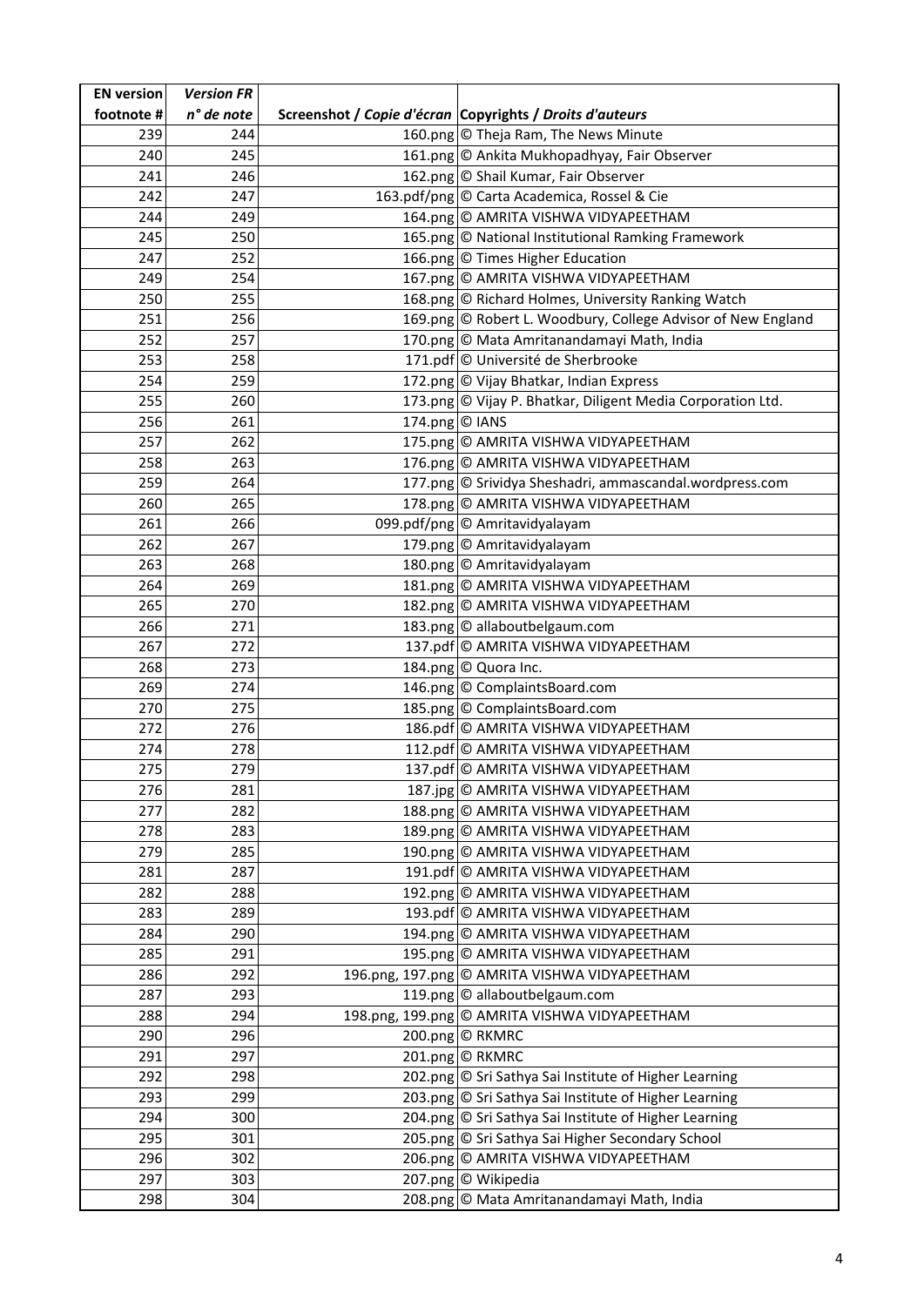| **EN version footnote #** | ***Version FR n° de note*** | **Screenshot / *Copie d'écran*** | **Copyrights / *Droits d'auteurs*** |
|---|---|---|---|
| 239 | 244 | 160.png | © Theja Ram, The News Minute |
| 240 | 245 | 161.png | © Ankita Mukhopadhyay, Fair Observer |
| 241 | 246 | 162.png | © Shail Kumar, Fair Observer |
| 242 | 247 | 163.pdf/png | © Carta Academica, Rossel & Cie |
| 244 | 249 | 164.png | © AMRITA VISHWA VIDYAPEETHAM |
| 245 | 250 | 165.png | © National Institutional Ramking Framework |
| 247 | 252 | 166.png | © Times Higher Education |
| 249 | 254 | 167.png | © AMRITA VISHWA VIDYAPEETHAM |
| 250 | 255 | 168.png | © Richard Holmes, University Ranking Watch |
| 251 | 256 | 169.png | © Robert L. Woodbury, College Advisor of New England |
| 252 | 257 | 170.png | © Mata Amritanandamayi Math, India |
| 253 | 258 | 171.pdf | © Université de Sherbrooke |
| 254 | 259 | 172.png | © Vijay Bhatkar, Indian Express |
| 255 | 260 | 173.png | © Vijay P. Bhatkar, Diligent Media Corporation Ltd. |
| 256 | 261 | 174.png | © IANS |
| 257 | 262 | 175.png | © AMRITA VISHWA VIDYAPEETHAM |
| 258 | 263 | 176.png | © AMRITA VISHWA VIDYAPEETHAM |
| 259 | 264 | 177.png | © Srividya Sheshadri, ammascandal.wordpress.com |
| 260 | 265 | 178.png | © AMRITA VISHWA VIDYAPEETHAM |
| 261 | 266 | 099.pdf/png | © Amritavidyalayam |
| 262 | 267 | 179.png | © Amritavidyalayam |
| 263 | 268 | 180.png | © Amritavidyalayam |
| 264 | 269 | 181.png | © AMRITA VISHWA VIDYAPEETHAM |
| 265 | 270 | 182.png | © AMRITA VISHWA VIDYAPEETHAM |
| 266 | 271 | 183.png | © allaboutbelgaum.com |
| 267 | 272 | 137.pdf | © AMRITA VISHWA VIDYAPEETHAM |
| 268 | 273 | 184.png | © Quora Inc. |
| 269 | 274 | 146.png | © ComplaintsBoard.com |
| 270 | 275 | 185.png | © ComplaintsBoard.com |
| 272 | 276 | 186.pdf | © AMRITA VISHWA VIDYAPEETHAM |
| 274 | 278 | 112.pdf | © AMRITA VISHWA VIDYAPEETHAM |
| 275 | 279 | 137.pdf | © AMRITA VISHWA VIDYAPEETHAM |
| 276 | 281 | 187.jpg | © AMRITA VISHWA VIDYAPEETHAM |
| 277 | 282 | 188.png | © AMRITA VISHWA VIDYAPEETHAM |
| 278 | 283 | 189.png | © AMRITA VISHWA VIDYAPEETHAM |
| 279 | 285 | 190.png | © AMRITA VISHWA VIDYAPEETHAM |
| 281 | 287 | 191.pdf | © AMRITA VISHWA VIDYAPEETHAM |
| 282 | 288 | 192.png | © AMRITA VISHWA VIDYAPEETHAM |
| 283 | 289 | 193.pdf | © AMRITA VISHWA VIDYAPEETHAM |
| 284 | 290 | 194.png | © AMRITA VISHWA VIDYAPEETHAM |
| 285 | 291 | 195.png | © AMRITA VISHWA VIDYAPEETHAM |
| 286 | 292 | 196.png, 197.png | © AMRITA VISHWA VIDYAPEETHAM |
| 287 | 293 | 119.png | © allaboutbelgaum.com |
| 288 | 294 | 198.png, 199.png | © AMRITA VISHWA VIDYAPEETHAM |
| 290 | 296 | 200.png | © RKMRC |
| 291 | 297 | 201.png | © RKMRC |
| 292 | 298 | 202.png | © Sri Sathya Sai Institute of Higher Learning |
| 293 | 299 | 203.png | © Sri Sathya Sai Institute of Higher Learning |
| 294 | 300 | 204.png | © Sri Sathya Sai Institute of Higher Learning |
| 295 | 301 | 205.png | © Sri Sathya Sai Higher Secondary School |
| 296 | 302 | 206.png | © AMRITA VISHWA VIDYAPEETHAM |
| 297 | 303 | 207.png | © Wikipedia |
| 298 | 304 | 208.png | © Mata Amritanandamayi Math, India |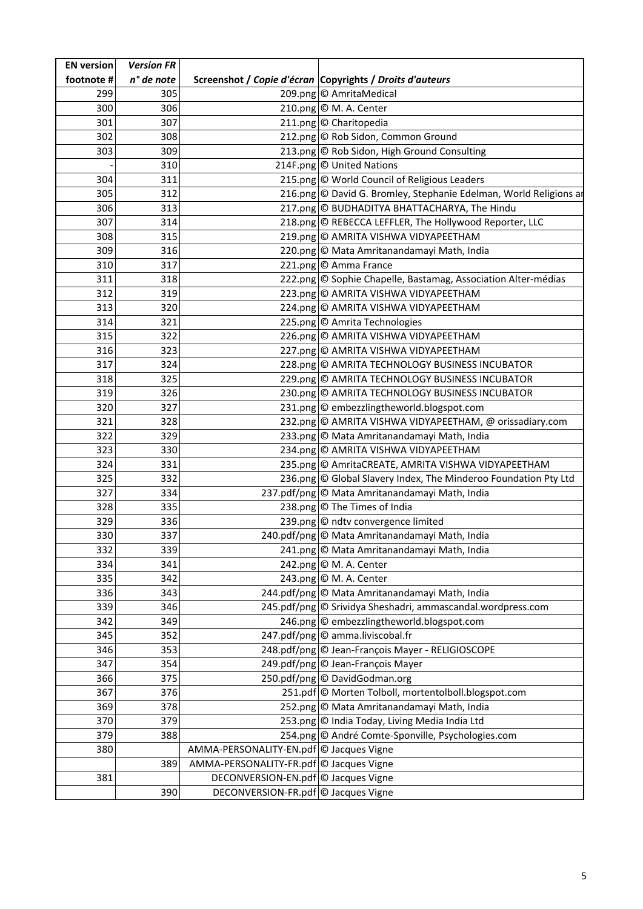| EN version footnote # | *Version FR n° de note* | Screenshot / *Copie d'écran* | Copyrights / *Droits d'auteurs* |
|---|---|---|---|
| 299 | 305 | 209.png | © AmritaMedical |
| 300 | 306 | 210.png | © M. A. Center |
| 301 | 307 | 211.png | © Charitopedia |
| 302 | 308 | 212.png | © Rob Sidon, Common Ground |
| 303 | 309 | 213.png | © Rob Sidon, High Ground Consulting |
| - | 310 | 214F.png | © United Nations |
| 304 | 311 | 215.png | © World Council of Religious Leaders |
| 305 | 312 | 216.png | © David G. Bromley, Stephanie Edelman, World Religions ar |
| 306 | 313 | 217.png | © BUDHADITYA BHATTACHARYA, The Hindu |
| 307 | 314 | 218.png | © REBECCA LEFFLER, The Hollywood Reporter, LLC |
| 308 | 315 | 219.png | © AMRITA VISHWA VIDYAPEETHAM |
| 309 | 316 | 220.png | © Mata Amritanandamayi Math, India |
| 310 | 317 | 221.png | © Amma France |
| 311 | 318 | 222.png | © Sophie Chapelle, Bastamag, Association Alter-médias |
| 312 | 319 | 223.png | © AMRITA VISHWA VIDYAPEETHAM |
| 313 | 320 | 224.png | © AMRITA VISHWA VIDYAPEETHAM |
| 314 | 321 | 225.png | © Amrita Technologies |
| 315 | 322 | 226.png | © AMRITA VISHWA VIDYAPEETHAM |
| 316 | 323 | 227.png | © AMRITA VISHWA VIDYAPEETHAM |
| 317 | 324 | 228.png | © AMRITA TECHNOLOGY BUSINESS INCUBATOR |
| 318 | 325 | 229.png | © AMRITA TECHNOLOGY BUSINESS INCUBATOR |
| 319 | 326 | 230.png | © AMRITA TECHNOLOGY BUSINESS INCUBATOR |
| 320 | 327 | 231.png | © embezzlingtheworld.blogspot.com |
| 321 | 328 | 232.png | © AMRITA VISHWA VIDYAPEETHAM, @ orissadiary.com |
| 322 | 329 | 233.png | © Mata Amritanandamayi Math, India |
| 323 | 330 | 234.png | © AMRITA VISHWA VIDYAPEETHAM |
| 324 | 331 | 235.png | © AmritaCREATE, AMRITA VISHWA VIDYAPEETHAM |
| 325 | 332 | 236.png | © Global Slavery Index, The Minderoo Foundation Pty Ltd |
| 327 | 334 | 237.pdf/png | © Mata Amritanandamayi Math, India |
| 328 | 335 | 238.png | © The Times of India |
| 329 | 336 | 239.png | © ndtv convergence limited |
| 330 | 337 | 240.pdf/png | © Mata Amritanandamayi Math, India |
| 332 | 339 | 241.png | © Mata Amritanandamayi Math, India |
| 334 | 341 | 242.png | © M. A. Center |
| 335 | 342 | 243.png | © M. A. Center |
| 336 | 343 | 244.pdf/png | © Mata Amritanandamayi Math, India |
| 339 | 346 | 245.pdf/png | © Srividya Sheshadri, ammascandal.wordpress.com |
| 342 | 349 | 246.png | © embezzlingtheworld.blogspot.com |
| 345 | 352 | 247.pdf/png | © amma.liviscobal.fr |
| 346 | 353 | 248.pdf/png | © Jean-François Mayer - RELIGIOSCOPE |
| 347 | 354 | 249.pdf/png | © Jean-François Mayer |
| 366 | 375 | 250.pdf/png | © DavidGodman.org |
| 367 | 376 | 251.pdf | © Morten Tolboll, mortentolboll.blogspot.com |
| 369 | 378 | 252.png | © Mata Amritanandamayi Math, India |
| 370 | 379 | 253.png | © India Today, Living Media India Ltd |
| 379 | 388 | 254.png | © André Comte-Sponville, Psychologies.com |
| 380 | | AMMA-PERSONALITY-EN.pdf | © Jacques Vigne |
| | 389 | AMMA-PERSONALITY-FR.pdf | © Jacques Vigne |
| 381 | | DECONVERSION-EN.pdf | © Jacques Vigne |
| | 390 | DECONVERSION-FR.pdf | © Jacques Vigne |